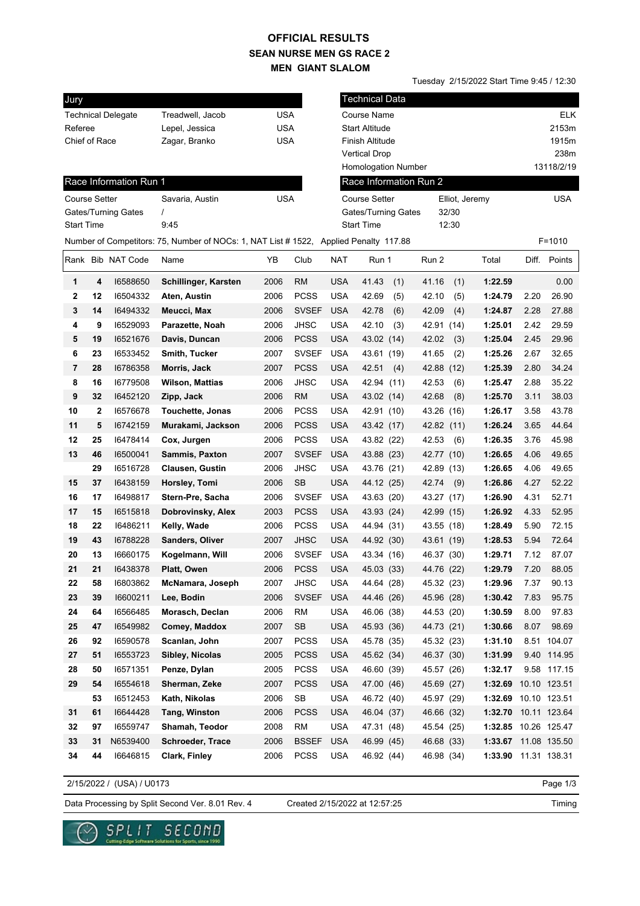# OFFICIAL RESULTS

## SEAN NURSE MEN GS RACE 2

## MEN GIANT SLALOM

Tuesday 2/15/2022 Start Time 9:45 / 12:30

| Jury | | |
|---|---|---|
| Technical Delegate | Treadwell, Jacob | USA |
| Referee | Lepel, Jessica | USA |
| Chief of Race | Zagar, Branko | USA |

| Technical Data | |
|---|---|
| Course Name | ELK |
| Start Altitude | 2153m |
| Finish Altitude | 1915m |
| Vertical Drop | 238m |
| Homologation Number | 13118/2/19 |

| Race Information Run 1 | | |
|---|---|---|
| Course Setter | Savaria, Austin | USA |
| Gates/Turning Gates | / | |
| Start Time | 9:45 | |

| Race Information Run 2 | | |
|---|---|---|
| Course Setter | Elliot, Jeremy | USA |
| Gates/Turning Gates | 32/30 | |
| Start Time | 12:30 | |

Number of Competitors: 75, Number of NOCs: 1, NAT List # 1522, Applied Penalty 117.88 F=1010

| Rank | Bib | NAT Code | Name | YB | Club | NAT | Run 1 | Run 2 | Total | Diff. | Points |
|---|---|---|---|---|---|---|---|---|---|---|---|
| 1 | 4 | I6588650 | **Schillinger, Karsten** | 2006 | RM | USA | 41.43 (1) | 41.16 (1) | **1:22.59** | | 0.00 |
| 2 | 12 | I6504332 | **Aten, Austin** | 2006 | PCSS | USA | 42.69 (5) | 42.10 (5) | **1:24.79** | 2.20 | 26.90 |
| 3 | 14 | I6494332 | **Meucci, Max** | 2006 | SVSEF | USA | 42.78 (6) | 42.09 (4) | **1:24.87** | 2.28 | 27.88 |
| 4 | 9 | I6529093 | **Parazette, Noah** | 2006 | JHSC | USA | 42.10 (3) | 42.91 (14) | **1:25.01** | 2.42 | 29.59 |
| 5 | 19 | I6521676 | **Davis, Duncan** | 2006 | PCSS | USA | 43.02 (14) | 42.02 (3) | **1:25.04** | 2.45 | 29.96 |
| 6 | 23 | I6533452 | **Smith, Tucker** | 2007 | SVSEF | USA | 43.61 (19) | 41.65 (2) | **1:25.26** | 2.67 | 32.65 |
| 7 | 28 | I6786358 | **Morris, Jack** | 2007 | PCSS | USA | 42.51 (4) | 42.88 (12) | **1:25.39** | 2.80 | 34.24 |
| 8 | 16 | I6779508 | **Wilson, Mattias** | 2006 | JHSC | USA | 42.94 (11) | 42.53 (6) | **1:25.47** | 2.88 | 35.22 |
| 9 | 32 | I6452120 | **Zipp, Jack** | 2006 | RM | USA | 43.02 (14) | 42.68 (8) | **1:25.70** | 3.11 | 38.03 |
| 10 | 2 | I6576678 | **Touchette, Jonas** | 2006 | PCSS | USA | 42.91 (10) | 43.26 (16) | **1:26.17** | 3.58 | 43.78 |
| 11 | 5 | I6742159 | **Murakami, Jackson** | 2006 | PCSS | USA | 43.42 (17) | 42.82 (11) | **1:26.24** | 3.65 | 44.64 |
| 12 | 25 | I6478414 | **Cox, Jurgen** | 2006 | PCSS | USA | 43.82 (22) | 42.53 (6) | **1:26.35** | 3.76 | 45.98 |
| 13 | 46 | I6500041 | **Sammis, Paxton** | 2007 | SVSEF | USA | 43.88 (23) | 42.77 (10) | **1:26.65** | 4.06 | 49.65 |
| | 29 | I6516728 | **Clausen, Gustin** | 2006 | JHSC | USA | 43.76 (21) | 42.89 (13) | **1:26.65** | 4.06 | 49.65 |
| 15 | 37 | I6438159 | **Horsley, Tomi** | 2006 | SB | USA | 44.12 (25) | 42.74 (9) | **1:26.86** | 4.27 | 52.22 |
| 16 | 17 | I6498817 | **Stern-Pre, Sacha** | 2006 | SVSEF | USA | 43.63 (20) | 43.27 (17) | **1:26.90** | 4.31 | 52.71 |
| 17 | 15 | I6515818 | **Dobrovinsky, Alex** | 2003 | PCSS | USA | 43.93 (24) | 42.99 (15) | **1:26.92** | 4.33 | 52.95 |
| 18 | 22 | I6486211 | **Kelly, Wade** | 2006 | PCSS | USA | 44.94 (31) | 43.55 (18) | **1:28.49** | 5.90 | 72.15 |
| 19 | 43 | I6788228 | **Sanders, Oliver** | 2007 | JHSC | USA | 44.92 (30) | 43.61 (19) | **1:28.53** | 5.94 | 72.64 |
| 20 | 13 | I6660175 | **Kogelmann, Will** | 2006 | SVSEF | USA | 43.34 (16) | 46.37 (30) | **1:29.71** | 7.12 | 87.07 |
| 21 | 21 | I6438378 | **Platt, Owen** | 2006 | PCSS | USA | 45.03 (33) | 44.76 (22) | **1:29.79** | 7.20 | 88.05 |
| 22 | 58 | I6803862 | **McNamara, Joseph** | 2007 | JHSC | USA | 44.64 (28) | 45.32 (23) | **1:29.96** | 7.37 | 90.13 |
| 23 | 39 | I6600211 | **Lee, Bodin** | 2006 | SVSEF | USA | 44.46 (26) | 45.96 (28) | **1:30.42** | 7.83 | 95.75 |
| 24 | 64 | I6566485 | **Morasch, Declan** | 2006 | RM | USA | 46.06 (38) | 44.53 (20) | **1:30.59** | 8.00 | 97.83 |
| 25 | 47 | I6549982 | **Comey, Maddox** | 2007 | SB | USA | 45.93 (36) | 44.73 (21) | **1:30.66** | 8.07 | 98.69 |
| 26 | 92 | I6590578 | **Scanlan, John** | 2007 | PCSS | USA | 45.78 (35) | 45.32 (23) | **1:31.10** | 8.51 | 104.07 |
| 27 | 51 | I6553723 | **Sibley, Nicolas** | 2005 | PCSS | USA | 45.62 (34) | 46.37 (30) | **1:31.99** | 9.40 | 114.95 |
| 28 | 50 | I6571351 | **Penze, Dylan** | 2005 | PCSS | USA | 46.60 (39) | 45.57 (26) | **1:32.17** | 9.58 | 117.15 |
| 29 | 54 | I6554618 | **Sherman, Zeke** | 2007 | PCSS | USA | 47.00 (46) | 45.69 (27) | **1:32.69** | 10.10 | 123.51 |
| | 53 | I6512453 | **Kath, Nikolas** | 2006 | SB | USA | 46.72 (40) | 45.97 (29) | **1:32.69** | 10.10 | 123.51 |
| 31 | 61 | I6644428 | **Tang, Winston** | 2006 | PCSS | USA | 46.04 (37) | 46.66 (32) | **1:32.70** | 10.11 | 123.64 |
| 32 | 97 | I6559747 | **Shamah, Teodor** | 2008 | RM | USA | 47.31 (48) | 45.54 (25) | **1:32.85** | 10.26 | 125.47 |
| 33 | 31 | N6539400 | **Schroeder, Trace** | 2006 | BSSEF | USA | 46.99 (45) | 46.68 (33) | **1:33.67** | 11.08 | 135.50 |
| 34 | 44 | I6646815 | **Clark, Finley** | 2006 | PCSS | USA | 46.92 (44) | 46.98 (34) | **1:33.90** | 11.31 | 138.31 |

2/15/2022 / (USA) / U0173

Data Processing by Split Second Ver. 8.01 Rev. 4 Created 2/15/2022 at 12:57:25 Timing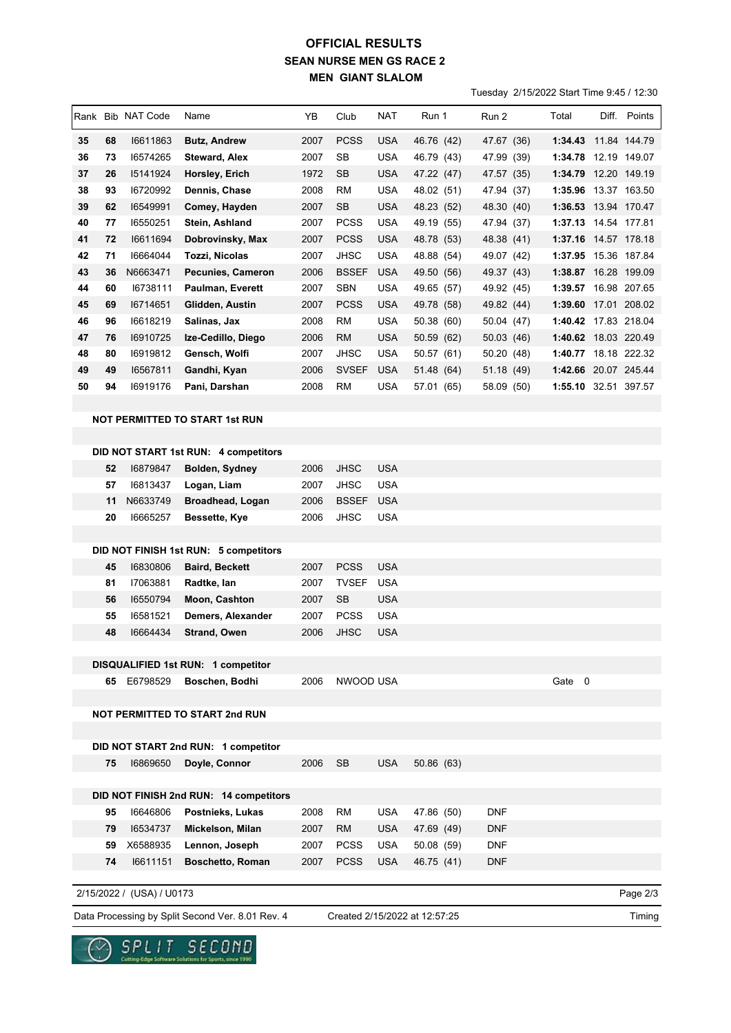# OFFICIAL RESULTS
## SEAN NURSE MEN GS RACE 2
### MEN GIANT SLALOM

Tuesday 2/15/2022 Start Time 9:45 / 12:30

| Rank | Bib | NAT Code | Name | YB | Club | NAT | Run 1 | Run 2 | Total | Diff. | Points |
|---|---|---|---|---|---|---|---|---|---|---|---|
| 35 | 68 | I6611863 | **Butz, Andrew** | 2007 | PCSS | USA | 46.76 (42) | 47.67 (36) | **1:34.43** | 11.84 | 144.79 |
| 36 | 73 | I6574265 | **Steward, Alex** | 2007 | SB | USA | 46.79 (43) | 47.99 (39) | **1:34.78** | 12.19 | 149.07 |
| 37 | 26 | I5141924 | **Horsley, Erich** | 1972 | SB | USA | 47.22 (47) | 47.57 (35) | **1:34.79** | 12.20 | 149.19 |
| 38 | 93 | I6720992 | **Dennis, Chase** | 2008 | RM | USA | 48.02 (51) | 47.94 (37) | **1:35.96** | 13.37 | 163.50 |
| 39 | 62 | I6549991 | **Comey, Hayden** | 2007 | SB | USA | 48.23 (52) | 48.30 (40) | **1:36.53** | 13.94 | 170.47 |
| 40 | 77 | I6550251 | **Stein, Ashland** | 2007 | PCSS | USA | 49.19 (55) | 47.94 (37) | **1:37.13** | 14.54 | 177.81 |
| 41 | 72 | I6611694 | **Dobrovinsky, Max** | 2007 | PCSS | USA | 48.78 (53) | 48.38 (41) | **1:37.16** | 14.57 | 178.18 |
| 42 | 71 | I6664044 | **Tozzi, Nicolas** | 2007 | JHSC | USA | 48.88 (54) | 49.07 (42) | **1:37.95** | 15.36 | 187.84 |
| 43 | 36 | N6663471 | **Pecunies, Cameron** | 2006 | BSSEF | USA | 49.50 (56) | 49.37 (43) | **1:38.87** | 16.28 | 199.09 |
| 44 | 60 | I6738111 | **Paulman, Everett** | 2007 | SBN | USA | 49.65 (57) | 49.92 (45) | **1:39.57** | 16.98 | 207.65 |
| 45 | 69 | I6714651 | **Glidden, Austin** | 2007 | PCSS | USA | 49.78 (58) | 49.82 (44) | **1:39.60** | 17.01 | 208.02 |
| 46 | 96 | I6618219 | **Salinas, Jax** | 2008 | RM | USA | 50.38 (60) | 50.04 (47) | **1:40.42** | 17.83 | 218.04 |
| 47 | 76 | I6910725 | **Ize-Cedillo, Diego** | 2006 | RM | USA | 50.59 (62) | 50.03 (46) | **1:40.62** | 18.03 | 220.49 |
| 48 | 80 | I6919812 | **Gensch, Wolfi** | 2007 | JHSC | USA | 50.57 (61) | 50.20 (48) | **1:40.77** | 18.18 | 222.32 |
| 49 | 49 | I6567811 | **Gandhi, Kyan** | 2006 | SVSEF | USA | 51.48 (64) | 51.18 (49) | **1:42.66** | 20.07 | 245.44 |
| 50 | 94 | I6919176 | **Pani, Darshan** | 2008 | RM | USA | 57.01 (65) | 58.09 (50) | **1:55.10** | 32.51 | 397.57 |

**NOT PERMITTED TO START 1st RUN**

**DID NOT START 1st RUN: 4 competitors**

| Bib | NAT Code | Name | YB | Club | NAT |
|---|---|---|---|---|---|
| 52 | I6879847 | **Bolden, Sydney** | 2006 | JHSC | USA |
| 57 | I6813437 | **Logan, Liam** | 2007 | JHSC | USA |
| 11 | N6633749 | **Broadhead, Logan** | 2006 | BSSEF | USA |
| 20 | I6665257 | **Bessette, Kye** | 2006 | JHSC | USA |

**DID NOT FINISH 1st RUN: 5 competitors**

| Bib | NAT Code | Name | YB | Club | NAT |
|---|---|---|---|---|---|
| 45 | I6830806 | **Baird, Beckett** | 2007 | PCSS | USA |
| 81 | I7063881 | **Radtke, Ian** | 2007 | TVSEF | USA |
| 56 | I6550794 | **Moon, Cashton** | 2007 | SB | USA |
| 55 | I6581521 | **Demers, Alexander** | 2007 | PCSS | USA |
| 48 | I6664434 | **Strand, Owen** | 2006 | JHSC | USA |

**DISQUALIFIED 1st RUN: 1 competitor**

| Bib | NAT Code | Name | YB | Club | NAT | |
|---|---|---|---|---|---|---|
| 65 | E6798529 | **Boschen, Bodhi** | 2006 | NWOOD | USA | Gate 0 |

**NOT PERMITTED TO START 2nd RUN**

**DID NOT START 2nd RUN: 1 competitor**

| Bib | NAT Code | Name | YB | Club | NAT | Run 1 |
|---|---|---|---|---|---|---|
| 75 | I6869650 | **Doyle, Connor** | 2006 | SB | USA | 50.86 (63) |

**DID NOT FINISH 2nd RUN: 14 competitors**

| Bib | NAT Code | Name | YB | Club | NAT | Run 1 | Run 2 |
|---|---|---|---|---|---|---|---|
| 95 | I6646806 | **Postnieks, Lukas** | 2008 | RM | USA | 47.86 (50) | DNF |
| 79 | I6534737 | **Mickelson, Milan** | 2007 | RM | USA | 47.69 (49) | DNF |
| 59 | X6588935 | **Lennon, Joseph** | 2007 | PCSS | USA | 50.08 (59) | DNF |
| 74 | I6611151 | **Boschetto, Roman** | 2007 | PCSS | USA | 46.75 (41) | DNF |

2/15/2022 / (USA) / U0173

Data Processing by Split Second Ver. 8.01 Rev. 4 — Created 2/15/2022 at 12:57:25 — Timing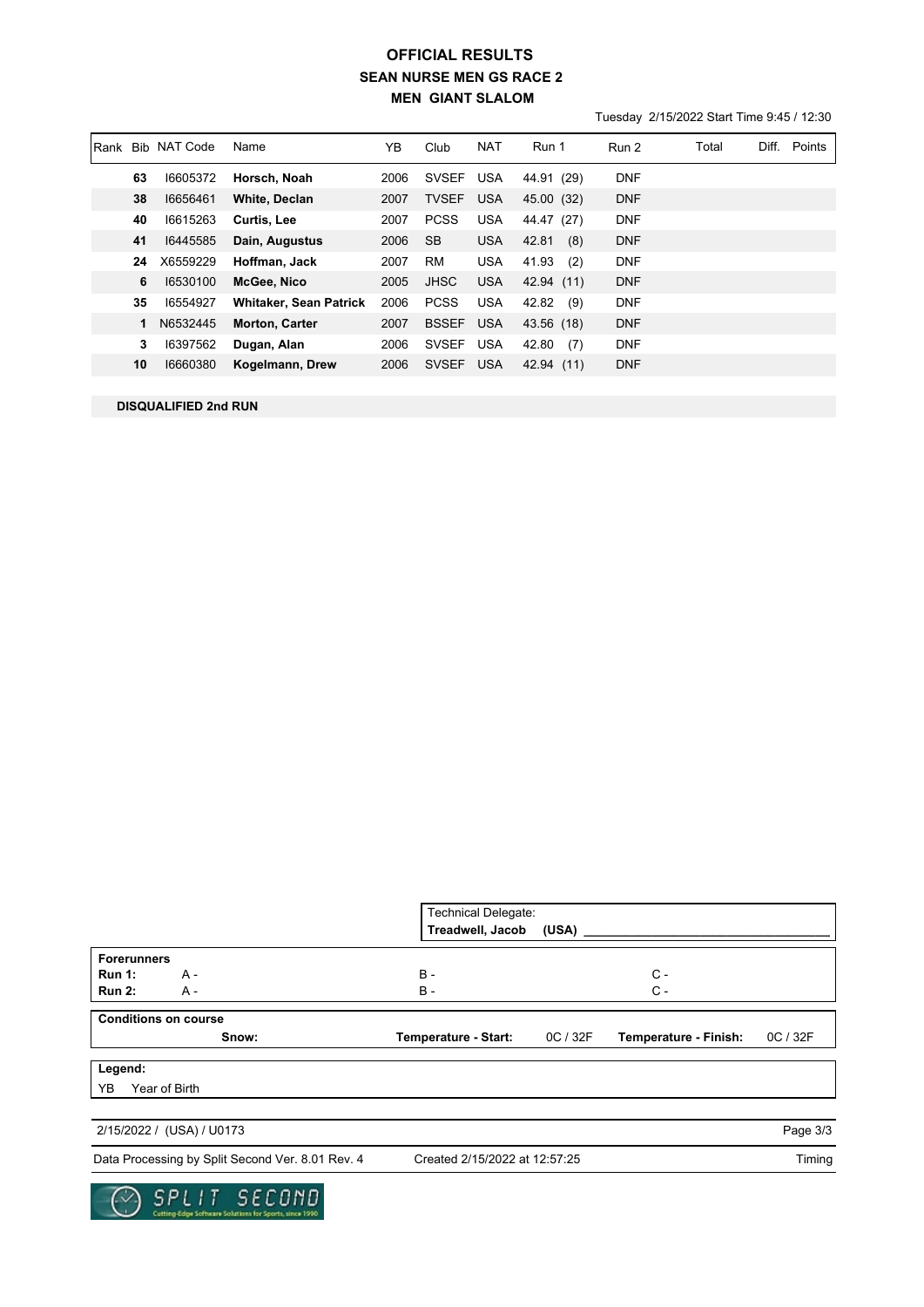# OFFICIAL RESULTS
## SEAN NURSE MEN GS RACE 2
### MEN GIANT SLALOM

Tuesday 2/15/2022 Start Time 9:45 / 12:30

| Rank | Bib | NAT Code | Name | YB | Club | NAT | Run 1 | Run 2 | Total | Diff. | Points |
|---|---|---|---|---|---|---|---|---|---|---|---|
| | 63 | I6605372 | **Horsch, Noah** | 2006 | SVSEF | USA | 44.91 (29) | DNF | | | |
| | 38 | I6656461 | **White, Declan** | 2007 | TVSEF | USA | 45.00 (32) | DNF | | | |
| | 40 | I6615263 | **Curtis, Lee** | 2007 | PCSS | USA | 44.47 (27) | DNF | | | |
| | 41 | I6445585 | **Dain, Augustus** | 2006 | SB | USA | 42.81 (8) | DNF | | | |
| | 24 | X6559229 | **Hoffman, Jack** | 2007 | RM | USA | 41.93 (2) | DNF | | | |
| | 6 | I6530100 | **McGee, Nico** | 2005 | JHSC | USA | 42.94 (11) | DNF | | | |
| | 35 | I6554927 | **Whitaker, Sean Patrick** | 2006 | PCSS | USA | 42.82 (9) | DNF | | | |
| | 1 | N6532445 | **Morton, Carter** | 2007 | BSSEF | USA | 43.56 (18) | DNF | | | |
| | 3 | I6397562 | **Dugan, Alan** | 2006 | SVSEF | USA | 42.80 (7) | DNF | | | |
| | 10 | I6660380 | **Kogelmann, Drew** | 2006 | SVSEF | USA | 42.94 (11) | DNF | | | |

**DISQUALIFIED 2nd RUN**

Technical Delegate:
**Treadwell, Jacob (USA)** ____________________

**Forerunners**

| | | | |
|---|---|---|---|
| **Run 1:** | A - | B - | C - |
| **Run 2:** | A - | B - | C - |

**Conditions on course**

| | | | | |
|---|---|---|---|---|
| **Snow:** | **Temperature - Start:** | 0C / 32F | **Temperature - Finish:** | 0C / 32F |

**Legend:**
YB Year of Birth

2/15/2022 / (USA) / U0173

Data Processing by Split Second Ver. 8.01 Rev. 4 — Created 2/15/2022 at 12:57:25 — Timing